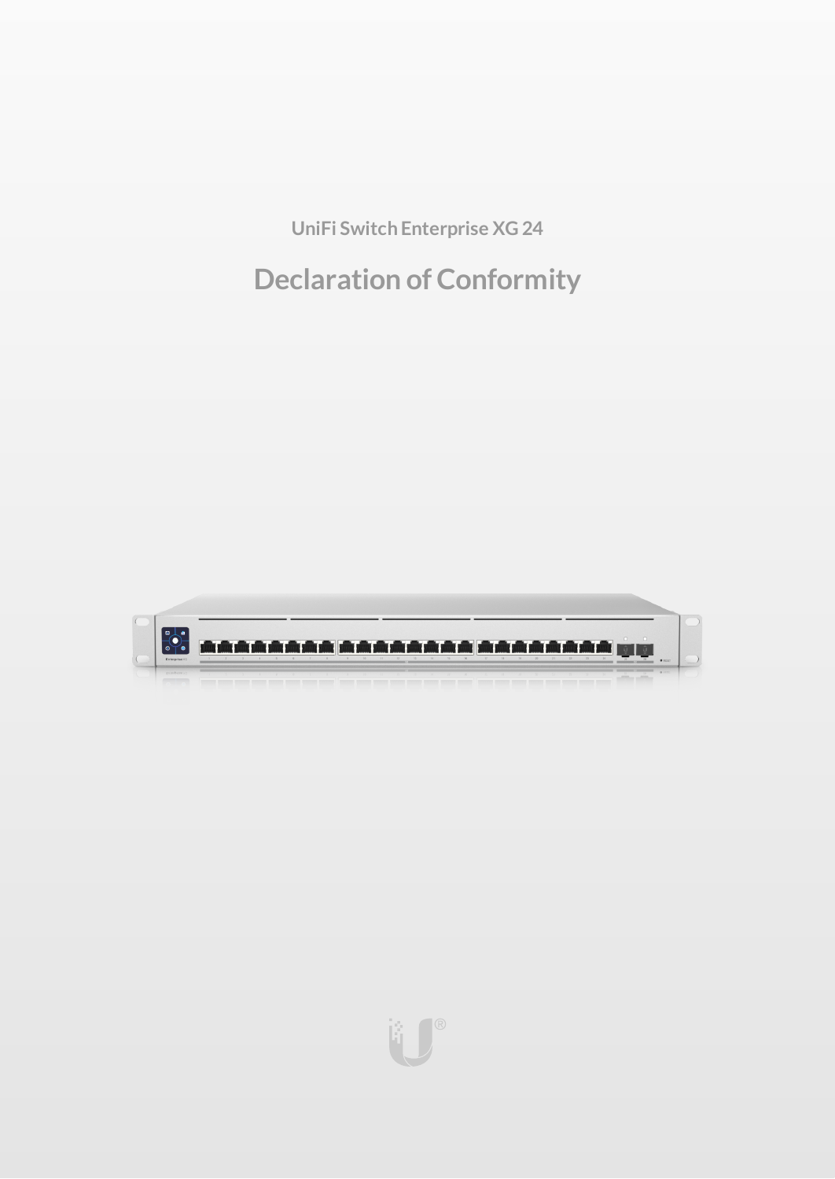UniFi Switch Enterprise XG 24

# Declaration of Conformity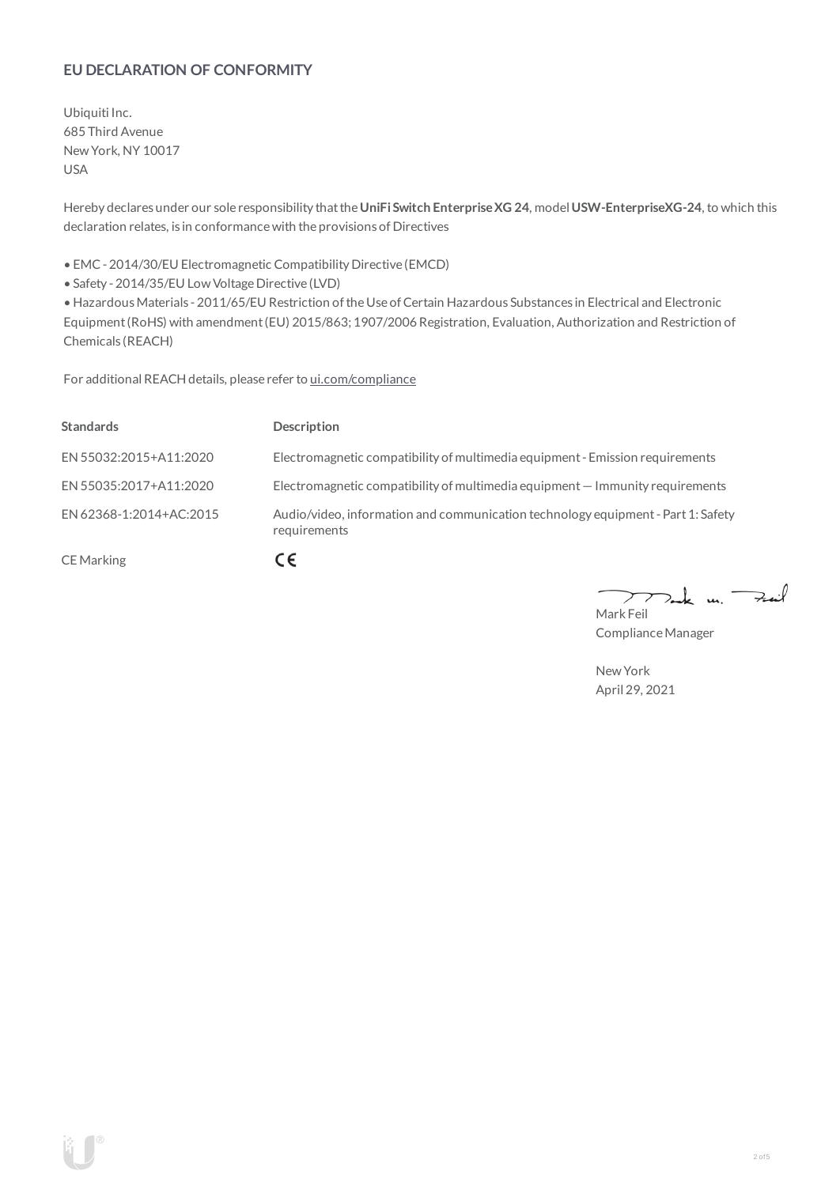## EU DECLARATION OF CONFORMITY

Ubiquiti Inc.
685 Third Avenue
New York, NY 10017
USA

Hereby declares under our sole responsibility that the **UniFi Switch Enterprise XG 24**, model **USW-EnterpriseXG-24**, to which this declaration relates, is in conformance with the provisions of Directives

- EMC - 2014/30/EU Electromagnetic Compatibility Directive (EMCD)
- Safety - 2014/35/EU Low Voltage Directive (LVD)
- Hazardous Materials - 2011/65/EU Restriction of the Use of Certain Hazardous Substances in Electrical and Electronic Equipment (RoHS) with amendment (EU) 2015/863; 1907/2006 Registration, Evaluation, Authorization and Restriction of Chemicals (REACH)

For additional REACH details, please refer to ui.com/compliance

| Standards | Description |
| --- | --- |
| EN 55032:2015+A11:2020 | Electromagnetic compatibility of multimedia equipment - Emission requirements |
| EN 55035:2017+A11:2020 | Electromagnetic compatibility of multimedia equipment — Immunity requirements |
| EN 62368-1:2014+AC:2015 | Audio/video, information and communication technology equipment - Part 1: Safety requirements |
| CE Marking | CE |

Mark Feil
Compliance Manager

New York
April 29, 2021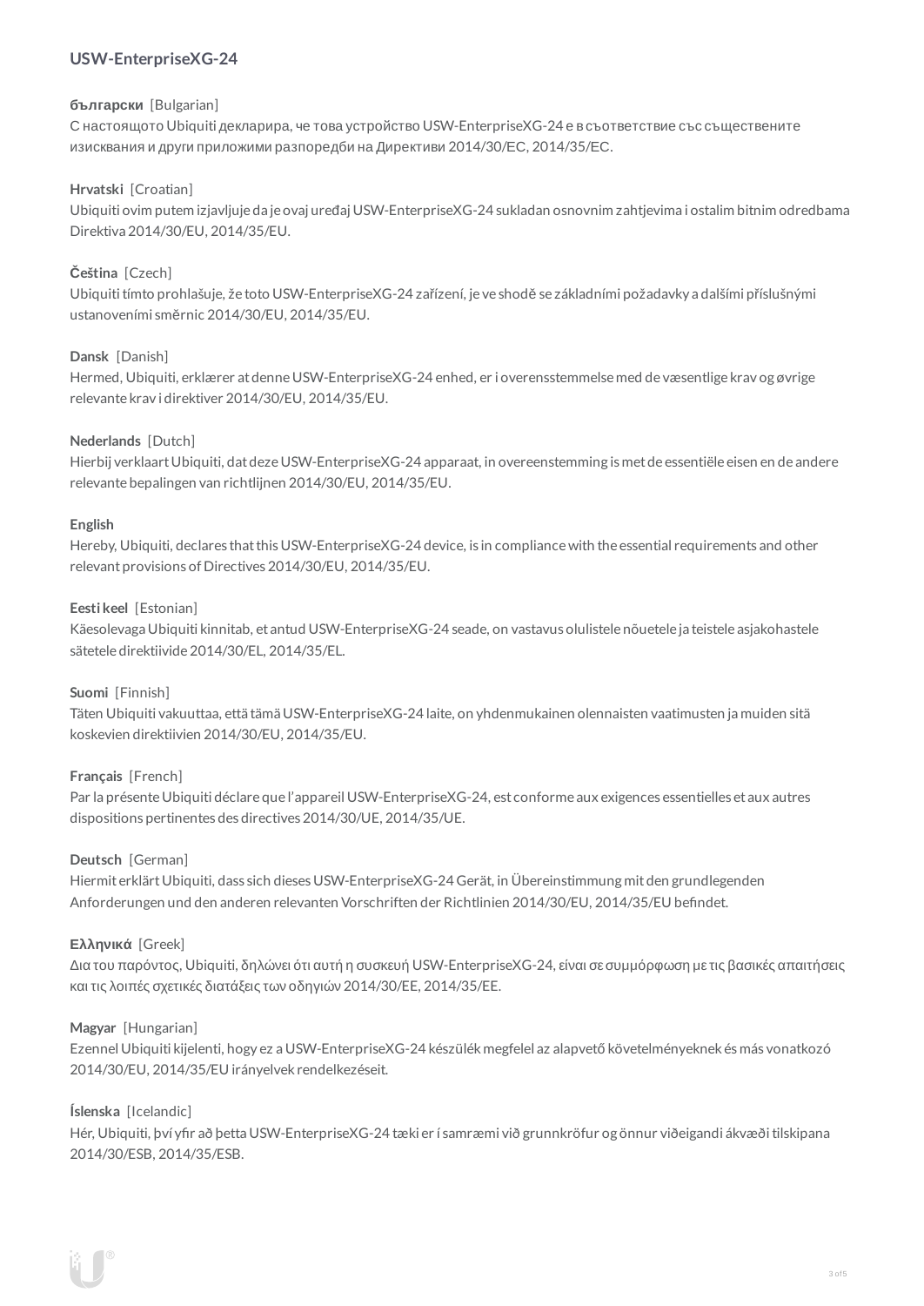## USW-EnterpriseXG-24

**български** [Bulgarian]
С настоящото Ubiquiti декларира, че това устройство USW-EnterpriseXG-24 е в съответствие със съществените изисквания и други приложими разпоредби на Директиви 2014/30/ЕС, 2014/35/ЕС.

**Hrvatski** [Croatian]
Ubiquiti ovim putem izjavljuje da je ovaj uređaj USW-EnterpriseXG-24 sukladan osnovnim zahtjevima i ostalim bitnim odredbama Direktiva 2014/30/EU, 2014/35/EU.

**Čeština** [Czech]
Ubiquiti tímto prohlašuje, že toto USW-EnterpriseXG-24 zařízení, je ve shodě se základními požadavky a dalšími příslušnými ustanoveními směrnic 2014/30/EU, 2014/35/EU.

**Dansk** [Danish]
Hermed, Ubiquiti, erklærer at denne USW-EnterpriseXG-24 enhed, er i overensstemmelse med de væsentlige krav og øvrige relevante krav i direktiver 2014/30/EU, 2014/35/EU.

**Nederlands** [Dutch]
Hierbij verklaart Ubiquiti, dat deze USW-EnterpriseXG-24 apparaat, in overeenstemming is met de essentiële eisen en de andere relevante bepalingen van richtlijnen 2014/30/EU, 2014/35/EU.

**English**
Hereby, Ubiquiti, declares that this USW-EnterpriseXG-24 device, is in compliance with the essential requirements and other relevant provisions of Directives 2014/30/EU, 2014/35/EU.

**Eesti keel** [Estonian]
Käesolevaga Ubiquiti kinnitab, et antud USW-EnterpriseXG-24 seade, on vastavus olulistele nõuetele ja teistele asjakohastele sätetele direktiivide 2014/30/EL, 2014/35/EL.

**Suomi** [Finnish]
Täten Ubiquiti vakuuttaa, että tämä USW-EnterpriseXG-24 laite, on yhdenmukainen olennaisten vaatimusten ja muiden sitä koskevien direktiivien 2014/30/EU, 2014/35/EU.

**Français** [French]
Par la présente Ubiquiti déclare que l'appareil USW-EnterpriseXG-24, est conforme aux exigences essentielles et aux autres dispositions pertinentes des directives 2014/30/UE, 2014/35/UE.

**Deutsch** [German]
Hiermit erklärt Ubiquiti, dass sich dieses USW-EnterpriseXG-24 Gerät, in Übereinstimmung mit den grundlegenden Anforderungen und den anderen relevanten Vorschriften der Richtlinien 2014/30/EU, 2014/35/EU befindet.

**Ελληνικά** [Greek]
Δια του παρόντος, Ubiquiti, δηλώνει ότι αυτή η συσκευή USW-EnterpriseXG-24, είναι σε συμμόρφωση με τις βασικές απαιτήσεις και τις λοιπές σχετικές διατάξεις των οδηγιών 2014/30/EE, 2014/35/EE.

**Magyar** [Hungarian]
Ezennel Ubiquiti kijelenti, hogy ez a USW-EnterpriseXG-24 készülék megfelel az alapvető követelményeknek és más vonatkozó 2014/30/EU, 2014/35/EU irányelvek rendelkezéseit.

**Íslenska** [Icelandic]
Hér, Ubiquiti, því yfir að þetta USW-EnterpriseXG-24 tæki er í samræmi við grunnkröfur og önnur viðeigandi ákvæði tilskipana 2014/30/ESB, 2014/35/ESB.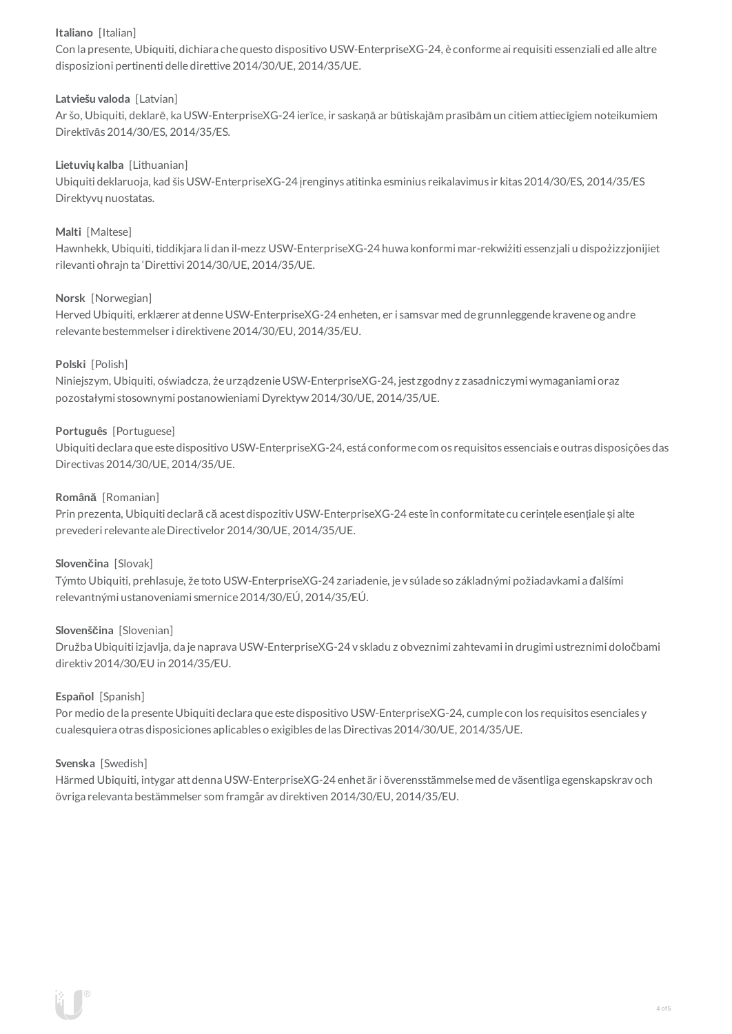**Italiano** [Italian]
Con la presente, Ubiquiti, dichiara che questo dispositivo USW-EnterpriseXG-24, è conforme ai requisiti essenziali ed alle altre disposizioni pertinenti delle direttive 2014/30/UE, 2014/35/UE.

**Latviešu valoda** [Latvian]
Ar šo, Ubiquiti, deklarē, ka USW-EnterpriseXG-24 ierīce, ir saskaņā ar būtiskajām prasībām un citiem attiecīgiem noteikumiem Direktīvās 2014/30/ES, 2014/35/ES.

**Lietuvių kalba** [Lithuanian]
Ubiquiti deklaruoja, kad šis USW-EnterpriseXG-24 įrenginys atitinka esminius reikalavimus ir kitas 2014/30/ES, 2014/35/ES Direktyvų nuostatas.

**Malti** [Maltese]
Hawnhekk, Ubiquiti, tiddikjara li dan il-mezz USW-EnterpriseXG-24 huwa konformi mar-rekwiżiti essenzjali u dispożizzjonijiet rilevanti oħrajn ta 'Direttivi 2014/30/UE, 2014/35/UE.

**Norsk** [Norwegian]
Herved Ubiquiti, erklærer at denne USW-EnterpriseXG-24 enheten, er i samsvar med de grunnleggende kravene og andre relevante bestemmelser i direktivene 2014/30/EU, 2014/35/EU.

**Polski** [Polish]
Niniejszym, Ubiquiti, oświadcza, że urządzenie USW-EnterpriseXG-24, jest zgodny z zasadniczymi wymaganiami oraz pozostałymi stosownymi postanowieniami Dyrektyw 2014/30/UE, 2014/35/UE.

**Português** [Portuguese]
Ubiquiti declara que este dispositivo USW-EnterpriseXG-24, está conforme com os requisitos essenciais e outras disposições das Directivas 2014/30/UE, 2014/35/UE.

**Română** [Romanian]
Prin prezenta, Ubiquiti declară că acest dispozitiv USW-EnterpriseXG-24 este în conformitate cu cerințele esențiale și alte prevederi relevante ale Directivelor 2014/30/UE, 2014/35/UE.

**Slovenčina** [Slovak]
Týmto Ubiquiti, prehlasuje, že toto USW-EnterpriseXG-24 zariadenie, je v súlade so základnými požiadavkami a ďalšími relevantnými ustanoveniami smernice 2014/30/EÚ, 2014/35/EÚ.

**Slovenščina** [Slovenian]
Družba Ubiquiti izjavlja, da je naprava USW-EnterpriseXG-24 v skladu z obveznimi zahtevami in drugimi ustreznimi določbami direktiv 2014/30/EU in 2014/35/EU.

**Español** [Spanish]
Por medio de la presente Ubiquiti declara que este dispositivo USW-EnterpriseXG-24, cumple con los requisitos esenciales y cualesquiera otras disposiciones aplicables o exigibles de las Directivas 2014/30/UE, 2014/35/UE.

**Svenska** [Swedish]
Härmed Ubiquiti, intygar att denna USW-EnterpriseXG-24 enhet är i överensstämmelse med de väsentliga egenskapskrav och övriga relevanta bestämmelser som framgår av direktiven 2014/30/EU, 2014/35/EU.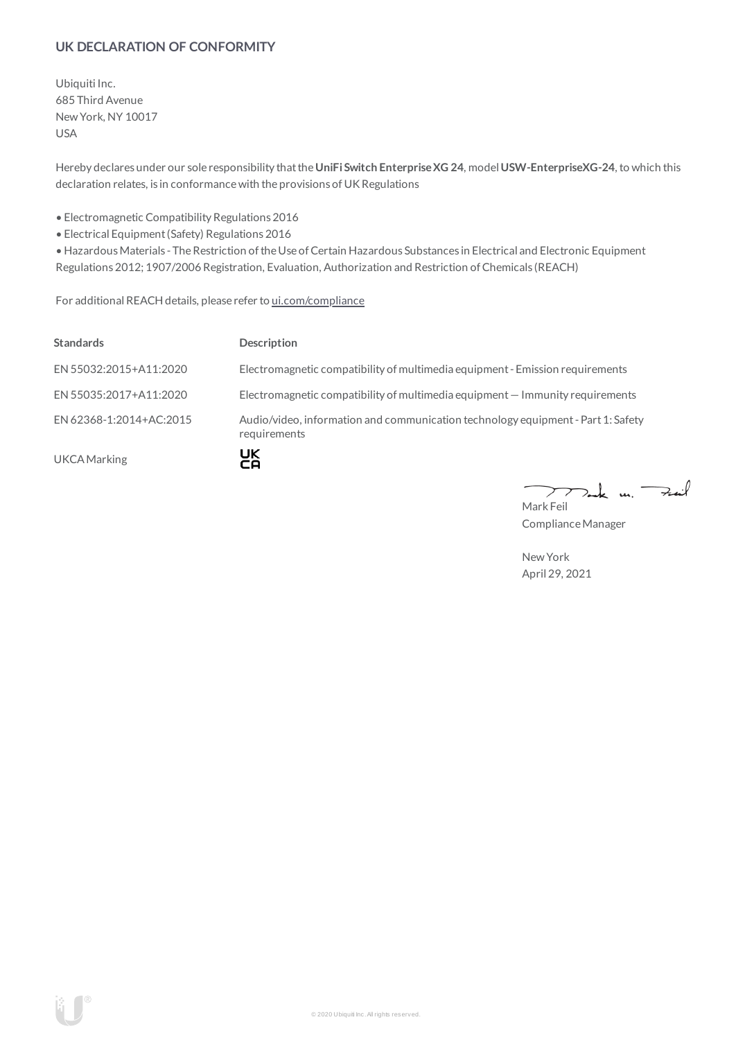## UK DECLARATION OF CONFORMITY

Ubiquiti Inc.
685 Third Avenue
New York, NY 10017
USA

Hereby declares under our sole responsibility that the **UniFi Switch Enterprise XG 24**, model **USW-EnterpriseXG-24**, to which this declaration relates, is in conformance with the provisions of UK Regulations

- Electromagnetic Compatibility Regulations 2016
- Electrical Equipment (Safety) Regulations 2016
- Hazardous Materials - The Restriction of the Use of Certain Hazardous Substances in Electrical and Electronic Equipment Regulations 2012; 1907/2006 Registration, Evaluation, Authorization and Restriction of Chemicals (REACH)

For additional REACH details, please refer to ui.com/compliance

| Standards | Description |
|---|---|
| EN 55032:2015+A11:2020 | Electromagnetic compatibility of multimedia equipment - Emission requirements |
| EN 55035:2017+A11:2020 | Electromagnetic compatibility of multimedia equipment — Immunity requirements |
| EN 62368-1:2014+AC:2015 | Audio/video, information and communication technology equipment - Part 1: Safety requirements |
| UKCA Marking | UK CA |

Mark Feil
Compliance Manager

New York
April 29, 2021

© 2020 Ubiquiti Inc. All rights reserved.